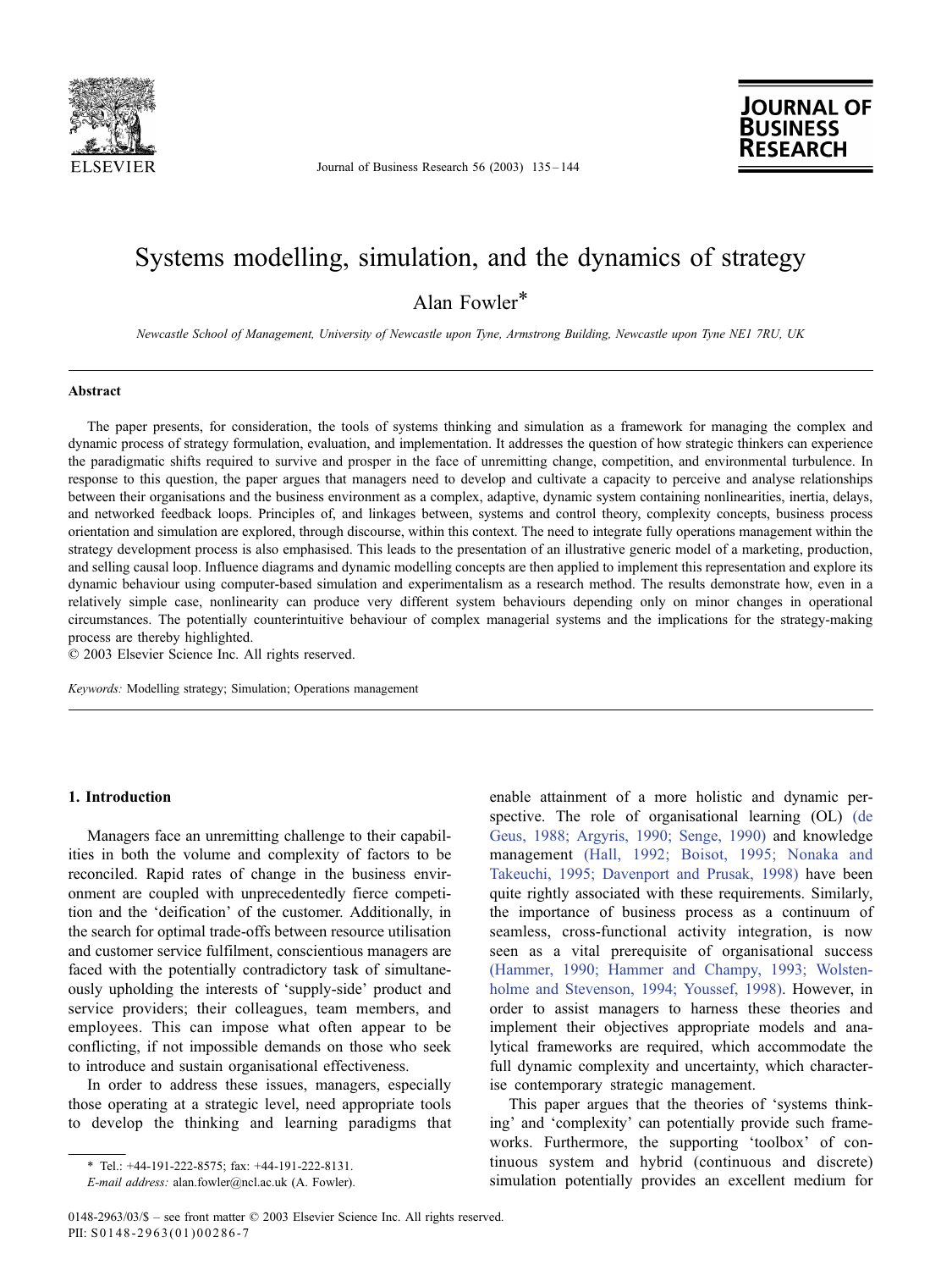# Systems modelling, simulation, and the dynamics of strategy

Alan Fowler*

*Newcastle School of Management, University of Newcastle upon Tyne, Armstrong Building, Newcastle upon Tyne NE1 7RU, UK*

---

### Abstract

The paper presents, for consideration, the tools of systems thinking and simulation as a framework for managing the complex and dynamic process of strategy formulation, evaluation, and implementation. It addresses the question of how strategic thinkers can experience the paradigmatic shifts required to survive and prosper in the face of unremitting change, competition, and environmental turbulence. In response to this question, the paper argues that managers need to develop and cultivate a capacity to perceive and analyse relationships between their organisations and the business environment as a complex, adaptive, dynamic system containing nonlinearities, inertia, delays, and networked feedback loops. Principles of, and linkages between, systems and control theory, complexity concepts, business process orientation and simulation are explored, through discourse, within this context. The need to integrate fully operations management within the strategy development process is also emphasised. This leads to the presentation of an illustrative generic model of a marketing, production, and selling causal loop. Influence diagrams and dynamic modelling concepts are then applied to implement this representation and explore its dynamic behaviour using computer-based simulation and experimentalism as a research method. The results demonstrate how, even in a relatively simple case, nonlinearity can produce very different system behaviours depending only on minor changes in operational circumstances. The potentially counterintuitive behaviour of complex managerial systems and the implications for the strategy-making process are thereby highlighted.

© 2003 Elsevier Science Inc. All rights reserved.

*Keywords:* Modelling strategy; Simulation; Operations management

---

## 1. Introduction

Managers face an unremitting challenge to their capabilities in both the volume and complexity of factors to be reconciled. Rapid rates of change in the business environment are coupled with unprecedentedly fierce competition and the 'deification' of the customer. Additionally, in the search for optimal trade-offs between resource utilisation and customer service fulfilment, conscientious managers are faced with the potentially contradictory task of simultaneously upholding the interests of 'supply-side' product and service providers; their colleagues, team members, and employees. This can impose what often appear to be conflicting, if not impossible demands on those who seek to introduce and sustain organisational effectiveness.

In order to address these issues, managers, especially those operating at a strategic level, need appropriate tools to develop the thinking and learning paradigms that enable attainment of a more holistic and dynamic perspective. The role of organisational learning (OL) (de Geus, 1988; Argyris, 1990; Senge, 1990) and knowledge management (Hall, 1992; Boisot, 1995; Nonaka and Takeuchi, 1995; Davenport and Prusak, 1998) have been quite rightly associated with these requirements. Similarly, the importance of business process as a continuum of seamless, cross-functional activity integration, is now seen as a vital prerequisite of organisational success (Hammer, 1990; Hammer and Champy, 1993; Wolstenholme and Stevenson, 1994; Youssef, 1998). However, in order to assist managers to harness these theories and implement their objectives appropriate models and analytical frameworks are required, which accommodate the full dynamic complexity and uncertainty, which characterise contemporary strategic management.

This paper argues that the theories of 'systems thinking' and 'complexity' can potentially provide such frameworks. Furthermore, the supporting 'toolbox' of continuous system and hybrid (continuous and discrete) simulation potentially provides an excellent medium for

---

* Tel.: +44-191-222-8575; fax: +44-191-222-8131.
*E-mail address:* alan.fowler@ncl.ac.uk (A. Fowler).

0148-2963/03/$ – see front matter © 2003 Elsevier Science Inc. All rights reserved.
PII: S0148-2963(01)00286-7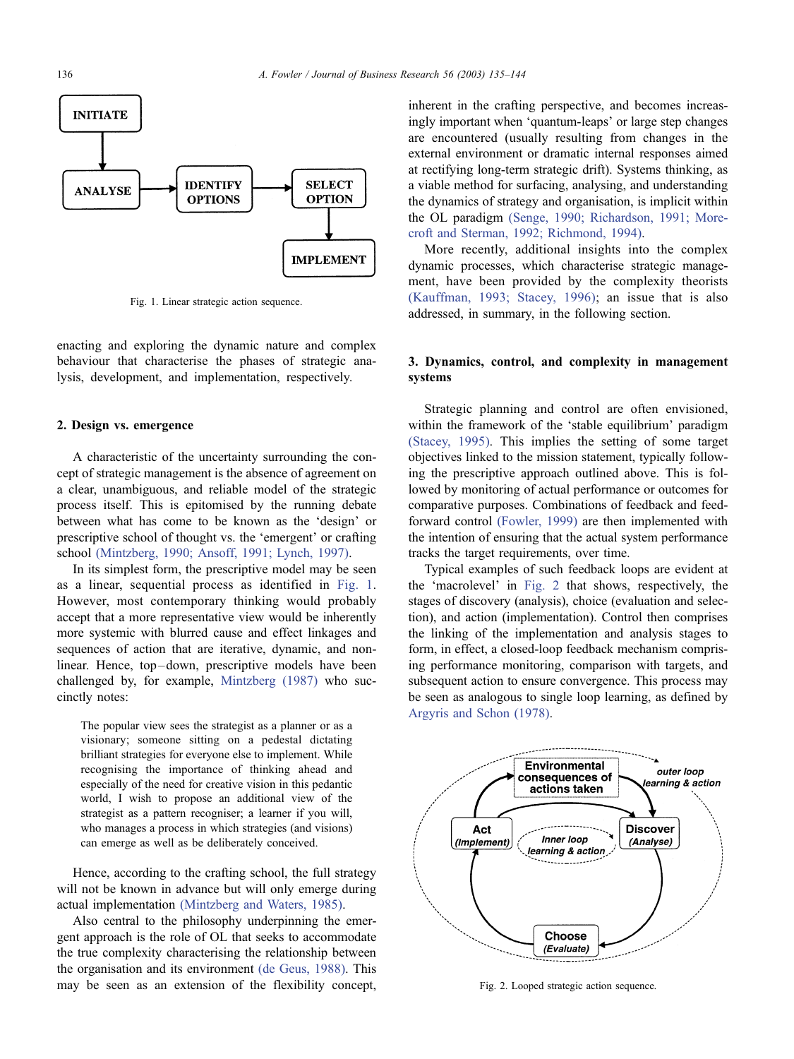Fig. 1. Linear strategic action sequence.

enacting and exploring the dynamic nature and complex behaviour that characterise the phases of strategic analysis, development, and implementation, respectively.

## 2. Design vs. emergence

A characteristic of the uncertainty surrounding the concept of strategic management is the absence of agreement on a clear, unambiguous, and reliable model of the strategic process itself. This is epitomised by the running debate between what has come to be known as the 'design' or prescriptive school of thought vs. the 'emergent' or crafting school (Mintzberg, 1990; Ansoff, 1991; Lynch, 1997).

In its simplest form, the prescriptive model may be seen as a linear, sequential process as identified in Fig. 1. However, most contemporary thinking would probably accept that a more representative view would be inherently more systemic with blurred cause and effect linkages and sequences of action that are iterative, dynamic, and nonlinear. Hence, top–down, prescriptive models have been challenged by, for example, Mintzberg (1987) who succinctly notes:

> The popular view sees the strategist as a planner or as a visionary; someone sitting on a pedestal dictating brilliant strategies for everyone else to implement. While recognising the importance of thinking ahead and especially of the need for creative vision in this pedantic world, I wish to propose an additional view of the strategist as a pattern recogniser; a learner if you will, who manages a process in which strategies (and visions) can emerge as well as be deliberately conceived.

Hence, according to the crafting school, the full strategy will not be known in advance but will only emerge during actual implementation (Mintzberg and Waters, 1985).

Also central to the philosophy underpinning the emergent approach is the role of OL that seeks to accommodate the true complexity characterising the relationship between the organisation and its environment (de Geus, 1988). This may be seen as an extension of the flexibility concept, inherent in the crafting perspective, and becomes increasingly important when 'quantum-leaps' or large step changes are encountered (usually resulting from changes in the external environment or dramatic internal responses aimed at rectifying long-term strategic drift). Systems thinking, as a viable method for surfacing, analysing, and understanding the dynamics of strategy and organisation, is implicit within the OL paradigm (Senge, 1990; Richardson, 1991; Morecroft and Sterman, 1992; Richmond, 1994).

More recently, additional insights into the complex dynamic processes, which characterise strategic management, have been provided by the complexity theorists (Kauffman, 1993; Stacey, 1996); an issue that is also addressed, in summary, in the following section.

## 3. Dynamics, control, and complexity in management systems

Strategic planning and control are often envisioned, within the framework of the 'stable equilibrium' paradigm (Stacey, 1995). This implies the setting of some target objectives linked to the mission statement, typically following the prescriptive approach outlined above. This is followed by monitoring of actual performance or outcomes for comparative purposes. Combinations of feedback and feedforward control (Fowler, 1999) are then implemented with the intention of ensuring that the actual system performance tracks the target requirements, over time.

Typical examples of such feedback loops are evident at the 'macrolevel' in Fig. 2 that shows, respectively, the stages of discovery (analysis), choice (evaluation and selection), and action (implementation). Control then comprises the linking of the implementation and analysis stages to form, in effect, a closed-loop feedback mechanism comprising performance monitoring, comparison with targets, and subsequent action to ensure convergence. This process may be seen as analogous to single loop learning, as defined by Argyris and Schon (1978).

Fig. 2. Looped strategic action sequence.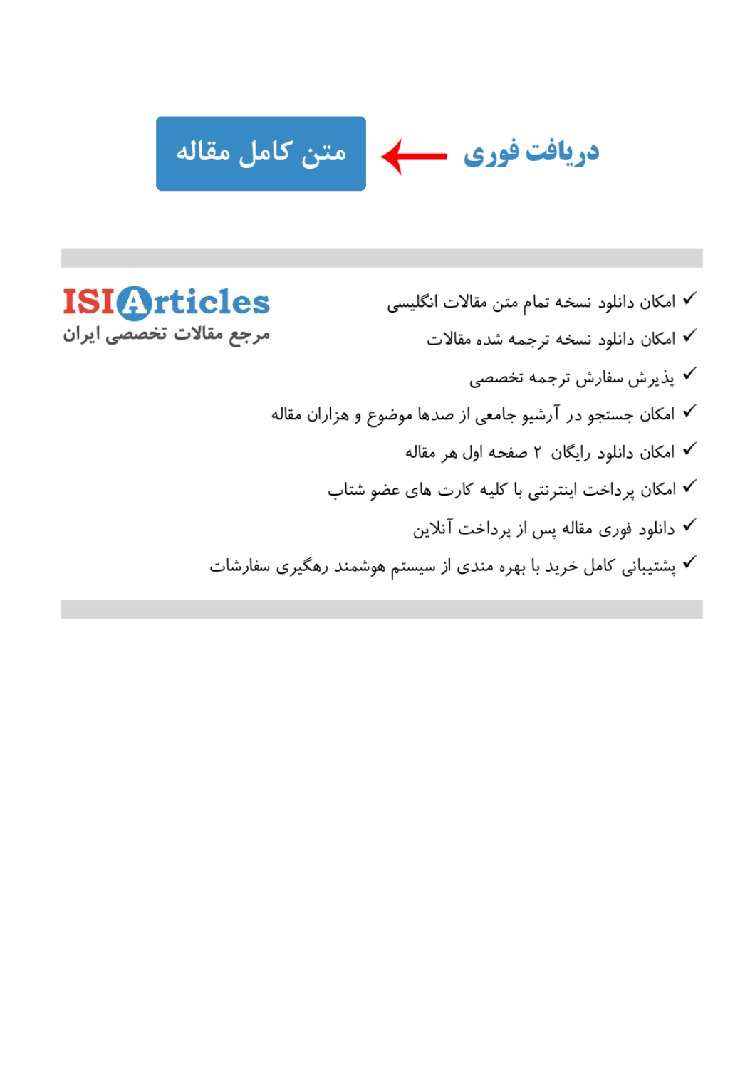دریافت فوری ← **متن کامل مقاله**

**ISIArticles**
مرجع مقالات تخصصی ایران

- ✓ امکان دانلود نسخه تمام متن مقالات انگلیسی
- ✓ امکان دانلود نسخه ترجمه شده مقالات
- ✓ پذیرش سفارش ترجمه تخصصی
- ✓ امکان جستجو در آرشیو جامعی از صدها موضوع و هزاران مقاله
- ✓ امکان دانلود رایگان ۲ صفحه اول هر مقاله
- ✓ امکان پرداخت اینترنتی با کلیه کارت های عضو شتاب
- ✓ دانلود فوری مقاله پس از پرداخت آنلاین
- ✓ پشتیبانی کامل خرید با بهره مندی از سیستم هوشمند رهگیری سفارشات